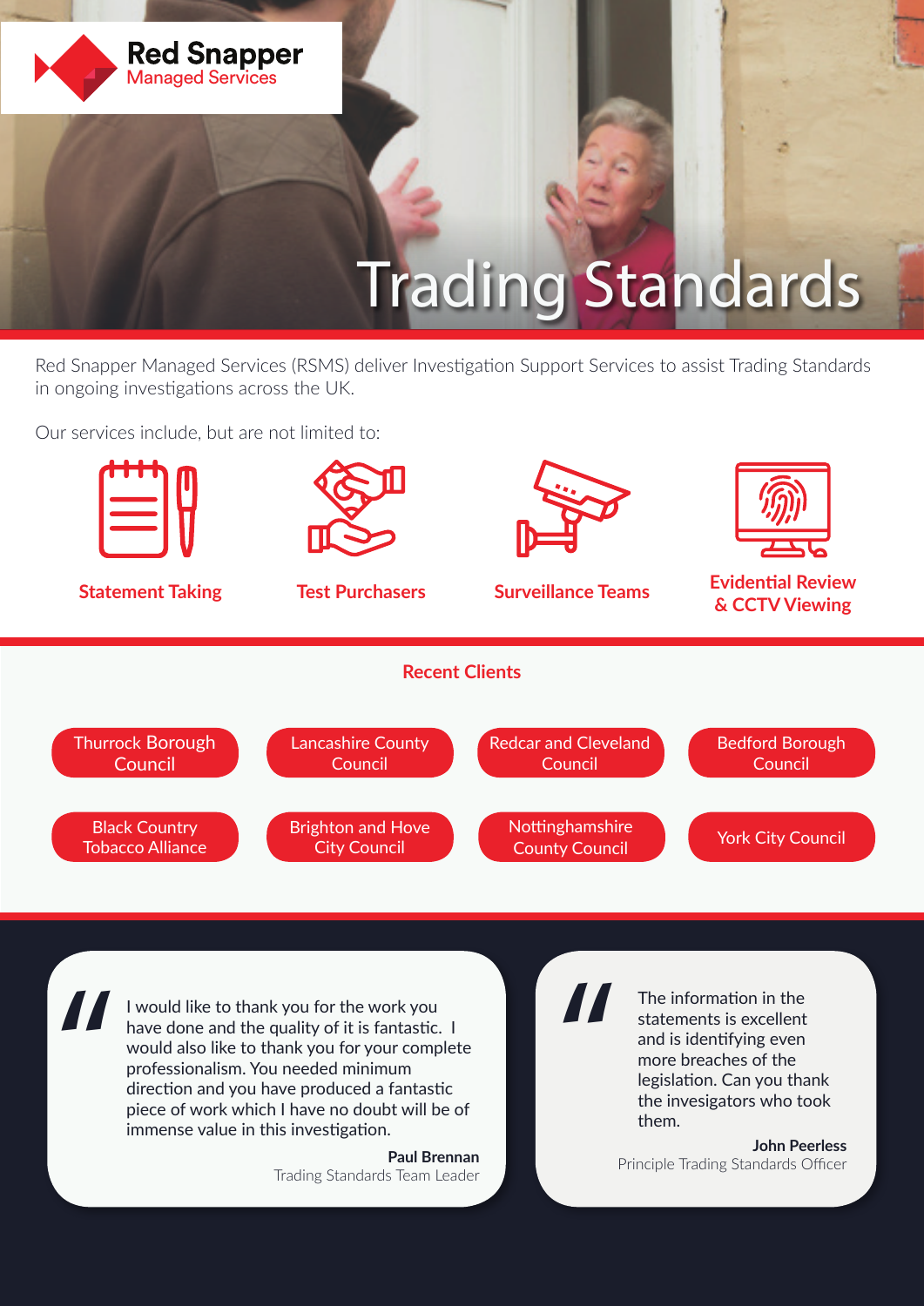Red Snapper
Managed Services

# Trading Standards

Red Snapper Managed Services (RSMS) deliver Investigation Support Services to assist Trading Standards in ongoing investigations across the UK.

Our services include, but are not limited to:

- **Statement Taking**
- **Test Purchasers**
- **Surveillance Teams**
- **Evidential Review & CCTV Viewing**

## Recent Clients

- Thurrock Borough Council
- Lancashire County Council
- Redcar and Cleveland Council
- Bedford Borough Council
- Black Country Tobacco Alliance
- Brighton and Hove City Council
- Nottinghamshire County Council
- York City Council

> I would like to thank you for the work you have done and the quality of it is fantastic. I would also like to thank you for your complete professionalism. You needed minimum direction and you have produced a fantastic piece of work which I have no doubt will be of immense value in this investigation.
>
> **Paul Brennan**
> Trading Standards Team Leader

> The information in the statements is excellent and is identifying even more breaches of the legislation. Can you thank the invesigators who took them.
>
> **John Peerless**
> Principle Trading Standards Officer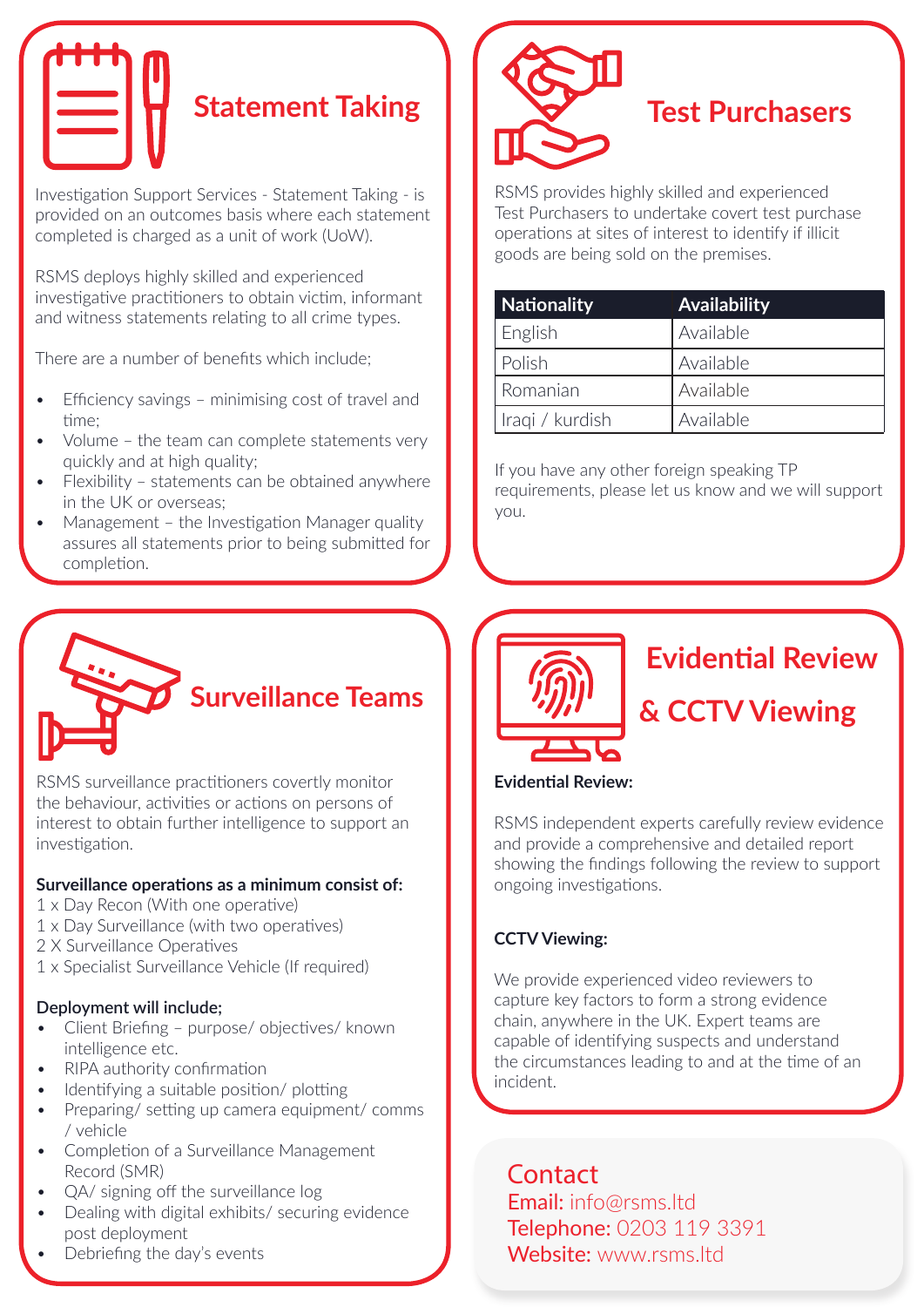## Statement Taking

Investigation Support Services - Statement Taking - is provided on an outcomes basis where each statement completed is charged as a unit of work (UoW).

RSMS deploys highly skilled and experienced investigative practitioners to obtain victim, informant and witness statements relating to all crime types.

There are a number of benefits which include;

- Efficiency savings – minimising cost of travel and time;
- Volume – the team can complete statements very quickly and at high quality;
- Flexibility – statements can be obtained anywhere in the UK or overseas;
- Management – the Investigation Manager quality assures all statements prior to being submitted for completion.

## Test Purchasers

RSMS provides highly skilled and experienced Test Purchasers to undertake covert test purchase operations at sites of interest to identify if illicit goods are being sold on the premises.

| Nationality | Availability |
|---|---|
| English | Available |
| Polish | Available |
| Romanian | Available |
| Iraqi / kurdish | Available |

If you have any other foreign speaking TP requirements, please let us know and we will support you.

## Surveillance Teams

RSMS surveillance practitioners covertly monitor the behaviour, activities or actions on persons of interest to obtain further intelligence to support an investigation.

**Surveillance operations as a minimum consist of:**
1 x Day Recon (With one operative)
1 x Day Surveillance (with two operatives)
2 X Surveillance Operatives
1 x Specialist Surveillance Vehicle (If required)

**Deployment will include;**

- Client Briefing – purpose/ objectives/ known intelligence etc.
- RIPA authority confirmation
- Identifying a suitable position/ plotting
- Preparing/ setting up camera equipment/ comms / vehicle
- Completion of a Surveillance Management Record (SMR)
- QA/ signing off the surveillance log
- Dealing with digital exhibits/ securing evidence post deployment
- Debriefing the day's events

## Evidential Review & CCTV Viewing

**Evidential Review:**

RSMS independent experts carefully review evidence and provide a comprehensive and detailed report showing the findings following the review to support ongoing investigations.

**CCTV Viewing:**

We provide experienced video reviewers to capture key factors to form a strong evidence chain, anywhere in the UK. Expert teams are capable of identifying suspects and understand the circumstances leading to and at the time of an incident.

## Contact

**Email:** info@rsms.ltd
**Telephone:** 0203 119 3391
**Website:** www.rsms.ltd